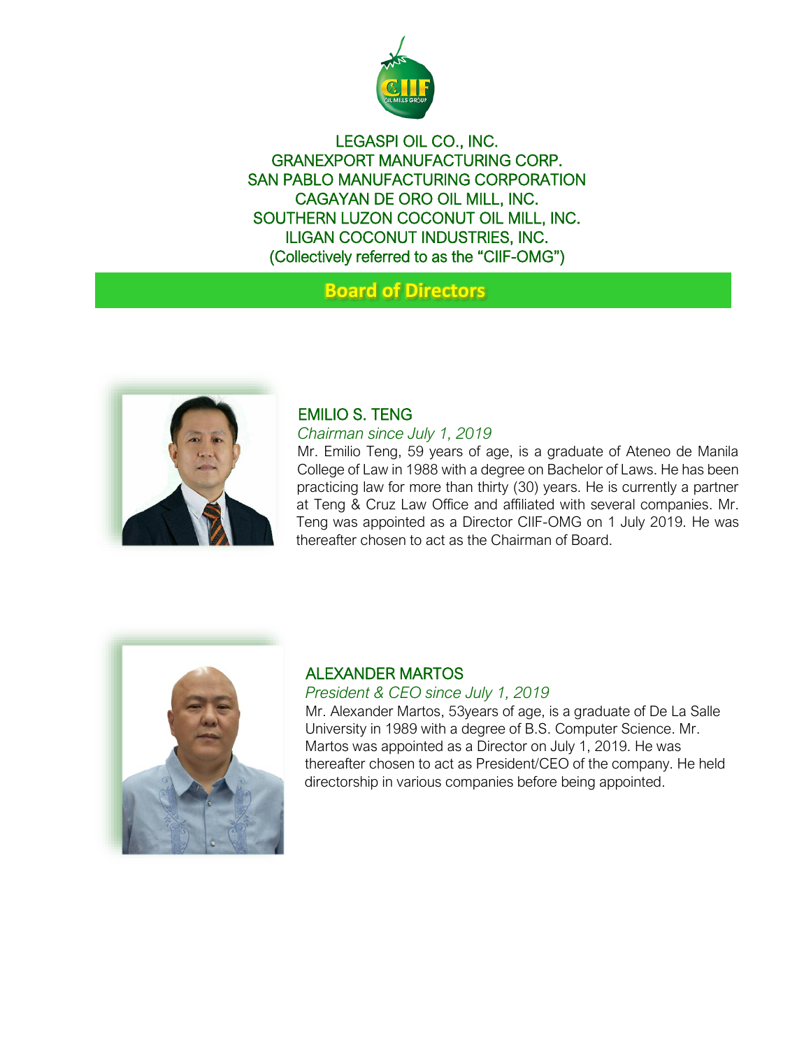LEGASPI OIL CO., INC.
GRANEXPORT MANUFACTURING CORP.
SAN PABLO MANUFACTURING CORPORATION
CAGAYAN DE ORO OIL MILL, INC.
SOUTHERN LUZON COCONUT OIL MILL, INC.
ILIGAN COCONUT INDUSTRIES, INC.
(Collectively referred to as the "CIIF-OMG")

# Board of Directors

## EMILIO S. TENG

*Chairman since July 1, 2019*

Mr. Emilio Teng, 59 years of age, is a graduate of Ateneo de Manila College of Law in 1988 with a degree on Bachelor of Laws. He has been practicing law for more than thirty (30) years. He is currently a partner at Teng & Cruz Law Office and affiliated with several companies. Mr. Teng was appointed as a Director CIIF-OMG on 1 July 2019. He was thereafter chosen to act as the Chairman of Board.

## ALEXANDER MARTOS

*President & CEO since July 1, 2019*

Mr. Alexander Martos, 53years of age, is a graduate of De La Salle University in 1989 with a degree of B.S. Computer Science. Mr. Martos was appointed as a Director on July 1, 2019. He was thereafter chosen to act as President/CEO of the company. He held directorship in various companies before being appointed.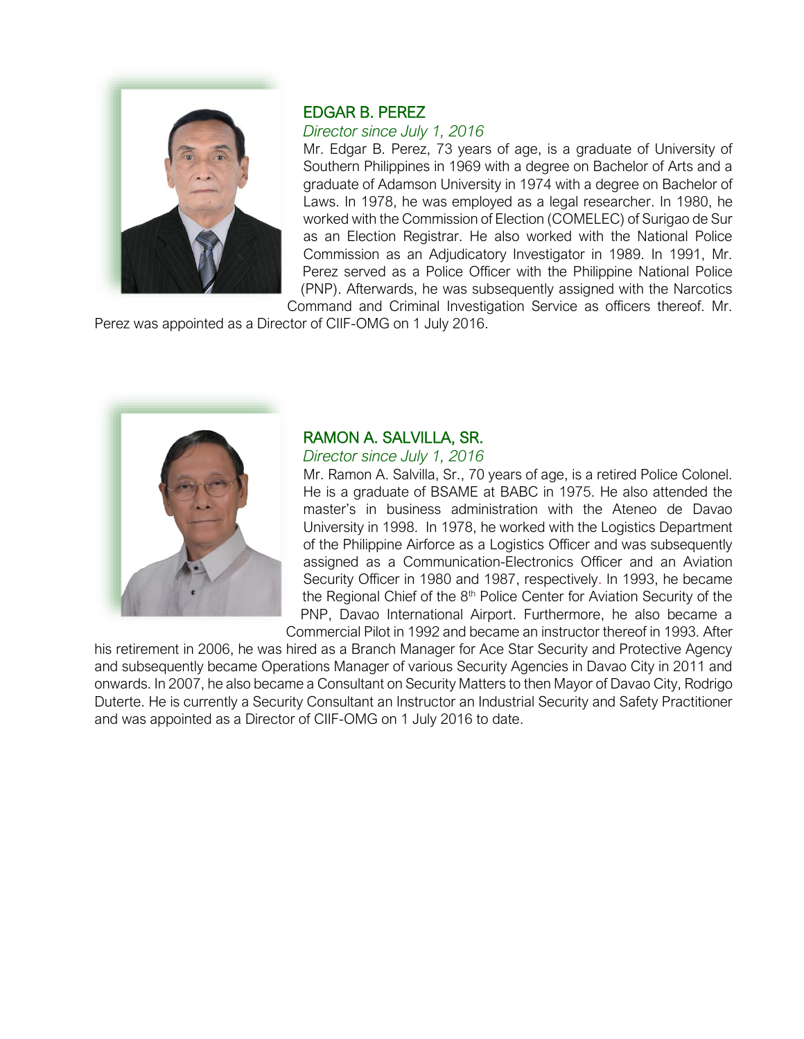## EDGAR B. PEREZ

*Director since July 1, 2016*

Mr. Edgar B. Perez, 73 years of age, is a graduate of University of Southern Philippines in 1969 with a degree on Bachelor of Arts and a graduate of Adamson University in 1974 with a degree on Bachelor of Laws. In 1978, he was employed as a legal researcher. In 1980, he worked with the Commission of Election (COMELEC) of Surigao de Sur as an Election Registrar. He also worked with the National Police Commission as an Adjudicatory Investigator in 1989. In 1991, Mr. Perez served as a Police Officer with the Philippine National Police (PNP). Afterwards, he was subsequently assigned with the Narcotics Command and Criminal Investigation Service as officers thereof. Mr. Perez was appointed as a Director of CIIF-OMG on 1 July 2016.

## RAMON A. SALVILLA, SR.

*Director since July 1, 2016*

Mr. Ramon A. Salvilla, Sr., 70 years of age, is a retired Police Colonel. He is a graduate of BSAME at BABC in 1975. He also attended the master's in business administration with the Ateneo de Davao University in 1998. In 1978, he worked with the Logistics Department of the Philippine Airforce as a Logistics Officer and was subsequently assigned as a Communication-Electronics Officer and an Aviation Security Officer in 1980 and 1987, respectively. In 1993, he became the Regional Chief of the 8th Police Center for Aviation Security of the PNP, Davao International Airport. Furthermore, he also became a Commercial Pilot in 1992 and became an instructor thereof in 1993. After his retirement in 2006, he was hired as a Branch Manager for Ace Star Security and Protective Agency and subsequently became Operations Manager of various Security Agencies in Davao City in 2011 and onwards. In 2007, he also became a Consultant on Security Matters to then Mayor of Davao City, Rodrigo Duterte. He is currently a Security Consultant an Instructor an Industrial Security and Safety Practitioner and was appointed as a Director of CIIF-OMG on 1 July 2016 to date.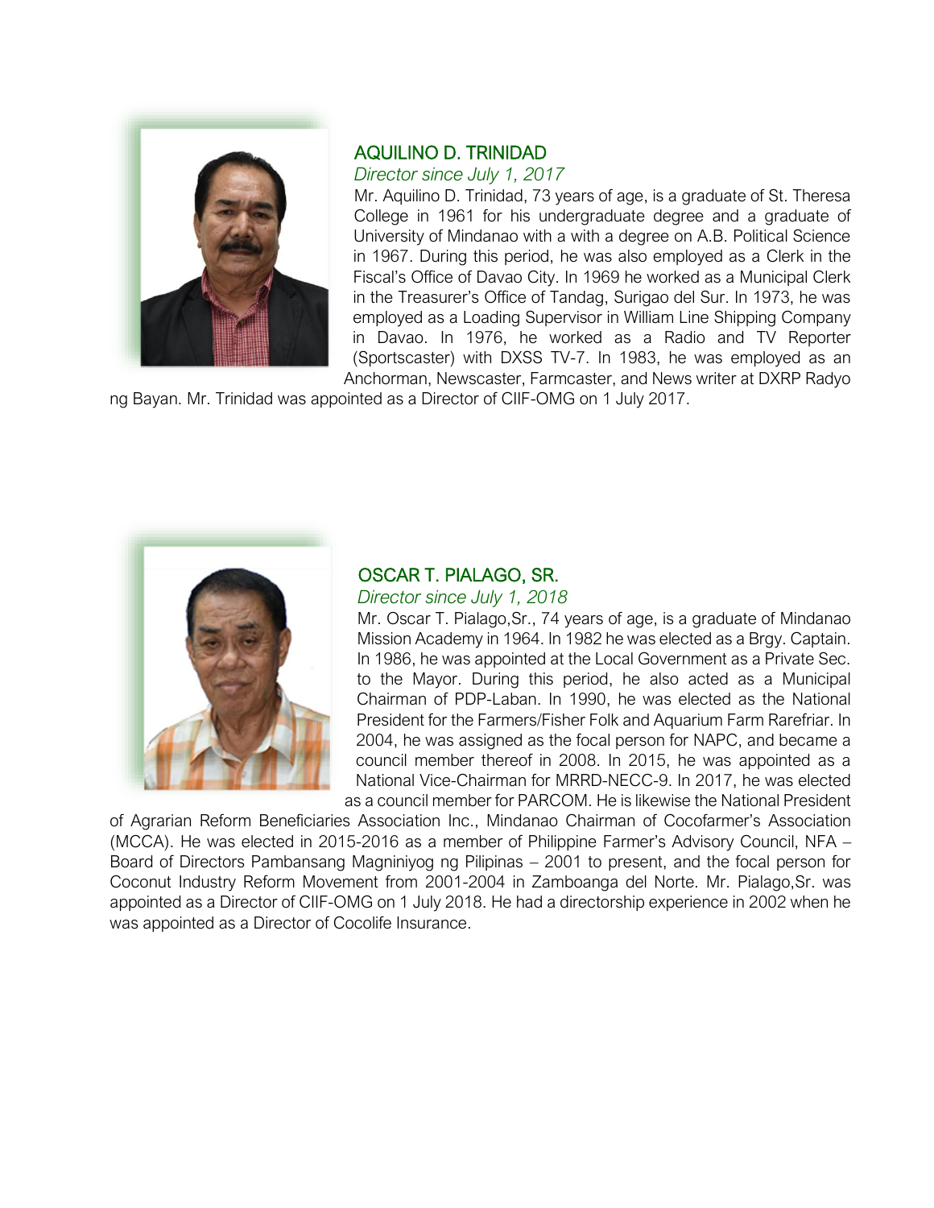## AQUILINO D. TRINIDAD

*Director since July 1, 2017*

Mr. Aquilino D. Trinidad, 73 years of age, is a graduate of St. Theresa College in 1961 for his undergraduate degree and a graduate of University of Mindanao with a with a degree on A.B. Political Science in 1967. During this period, he was also employed as a Clerk in the Fiscal's Office of Davao City. In 1969 he worked as a Municipal Clerk in the Treasurer's Office of Tandag, Surigao del Sur. In 1973, he was employed as a Loading Supervisor in William Line Shipping Company in Davao. In 1976, he worked as a Radio and TV Reporter (Sportscaster) with DXSS TV-7. In 1983, he was employed as an Anchorman, Newscaster, Farmcaster, and News writer at DXRP Radyo ng Bayan. Mr. Trinidad was appointed as a Director of CIIF-OMG on 1 July 2017.

## OSCAR T. PIALAGO, SR.

*Director since July 1, 2018*

Mr. Oscar T. Pialago,Sr., 74 years of age, is a graduate of Mindanao Mission Academy in 1964. In 1982 he was elected as a Brgy. Captain. In 1986, he was appointed at the Local Government as a Private Sec. to the Mayor. During this period, he also acted as a Municipal Chairman of PDP-Laban. In 1990, he was elected as the National President for the Farmers/Fisher Folk and Aquarium Farm Rarefriar. In 2004, he was assigned as the focal person for NAPC, and became a council member thereof in 2008. In 2015, he was appointed as a National Vice-Chairman for MRRD-NECC-9. In 2017, he was elected as a council member for PARCOM. He is likewise the National President of Agrarian Reform Beneficiaries Association Inc., Mindanao Chairman of Cocofarmer's Association (MCCA). He was elected in 2015-2016 as a member of Philippine Farmer's Advisory Council, NFA – Board of Directors Pambansang Magniniyog ng Pilipinas – 2001 to present, and the focal person for Coconut Industry Reform Movement from 2001-2004 in Zamboanga del Norte. Mr. Pialago,Sr. was appointed as a Director of CIIF-OMG on 1 July 2018. He had a directorship experience in 2002 when he was appointed as a Director of Cocolife Insurance.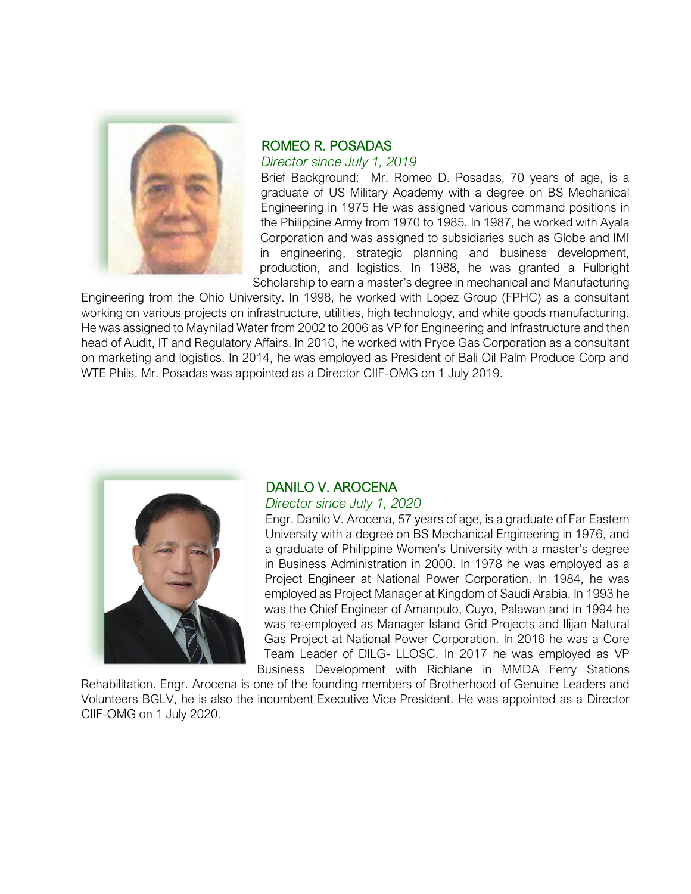## ROMEO R. POSADAS

*Director since July 1, 2019*

Brief Background: Mr. Romeo D. Posadas, 70 years of age, is a graduate of US Military Academy with a degree on BS Mechanical Engineering in 1975 He was assigned various command positions in the Philippine Army from 1970 to 1985. In 1987, he worked with Ayala Corporation and was assigned to subsidiaries such as Globe and IMI in engineering, strategic planning and business development, production, and logistics. In 1988, he was granted a Fulbright Scholarship to earn a master's degree in mechanical and Manufacturing Engineering from the Ohio University. In 1998, he worked with Lopez Group (FPHC) as a consultant working on various projects on infrastructure, utilities, high technology, and white goods manufacturing. He was assigned to Maynilad Water from 2002 to 2006 as VP for Engineering and Infrastructure and then head of Audit, IT and Regulatory Affairs. In 2010, he worked with Pryce Gas Corporation as a consultant on marketing and logistics. In 2014, he was employed as President of Bali Oil Palm Produce Corp and WTE Phils. Mr. Posadas was appointed as a Director CIIF-OMG on 1 July 2019.

## DANILO V. AROCENA

*Director since July 1, 2020*

Engr. Danilo V. Arocena, 57 years of age, is a graduate of Far Eastern University with a degree on BS Mechanical Engineering in 1976, and a graduate of Philippine Women's University with a master's degree in Business Administration in 2000. In 1978 he was employed as a Project Engineer at National Power Corporation. In 1984, he was employed as Project Manager at Kingdom of Saudi Arabia. In 1993 he was the Chief Engineer of Amanpulo, Cuyo, Palawan and in 1994 he was re-employed as Manager Island Grid Projects and Ilijan Natural Gas Project at National Power Corporation. In 2016 he was a Core Team Leader of DILG- LLOSC. In 2017 he was employed as VP Business Development with Richlane in MMDA Ferry Stations Rehabilitation. Engr. Arocena is one of the founding members of Brotherhood of Genuine Leaders and Volunteers BGLV, he is also the incumbent Executive Vice President. He was appointed as a Director CIIF-OMG on 1 July 2020.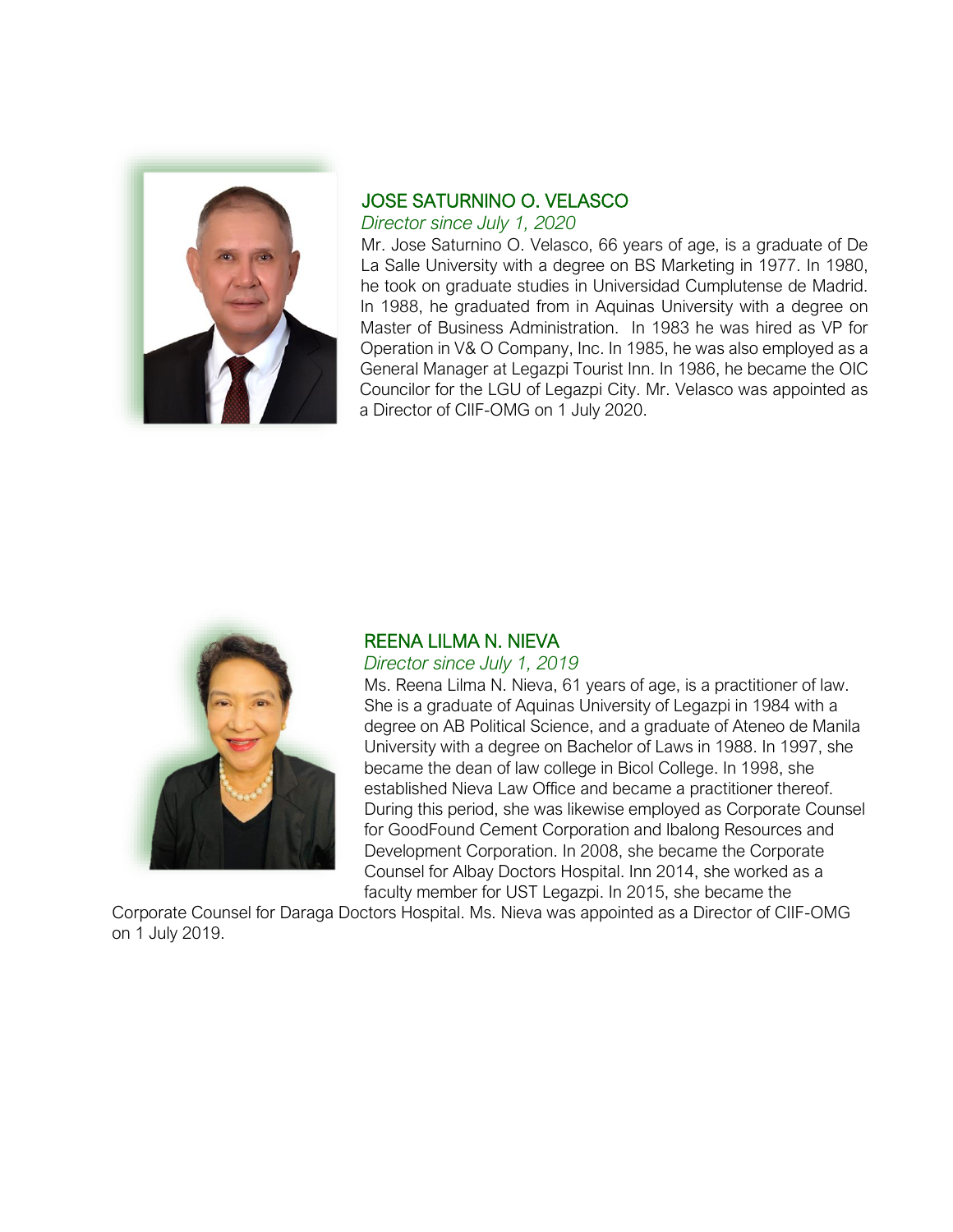## JOSE SATURNINO O. VELASCO

*Director since July 1, 2020*

Mr. Jose Saturnino O. Velasco, 66 years of age, is a graduate of De La Salle University with a degree on BS Marketing in 1977. In 1980, he took on graduate studies in Universidad Cumplutense de Madrid. In 1988, he graduated from in Aquinas University with a degree on Master of Business Administration. In 1983 he was hired as VP for Operation in V& O Company, Inc. In 1985, he was also employed as a General Manager at Legazpi Tourist Inn. In 1986, he became the OIC Councilor for the LGU of Legazpi City. Mr. Velasco was appointed as a Director of CIIF-OMG on 1 July 2020.

## REENA LILMA N. NIEVA

*Director since July 1, 2019*

Ms. Reena Lilma N. Nieva, 61 years of age, is a practitioner of law. She is a graduate of Aquinas University of Legazpi in 1984 with a degree on AB Political Science, and a graduate of Ateneo de Manila University with a degree on Bachelor of Laws in 1988. In 1997, she became the dean of law college in Bicol College. In 1998, she established Nieva Law Office and became a practitioner thereof. During this period, she was likewise employed as Corporate Counsel for GoodFound Cement Corporation and Ibalong Resources and Development Corporation. In 2008, she became the Corporate Counsel for Albay Doctors Hospital. Inn 2014, she worked as a faculty member for UST Legazpi. In 2015, she became the Corporate Counsel for Daraga Doctors Hospital. Ms. Nieva was appointed as a Director of CIIF-OMG on 1 July 2019.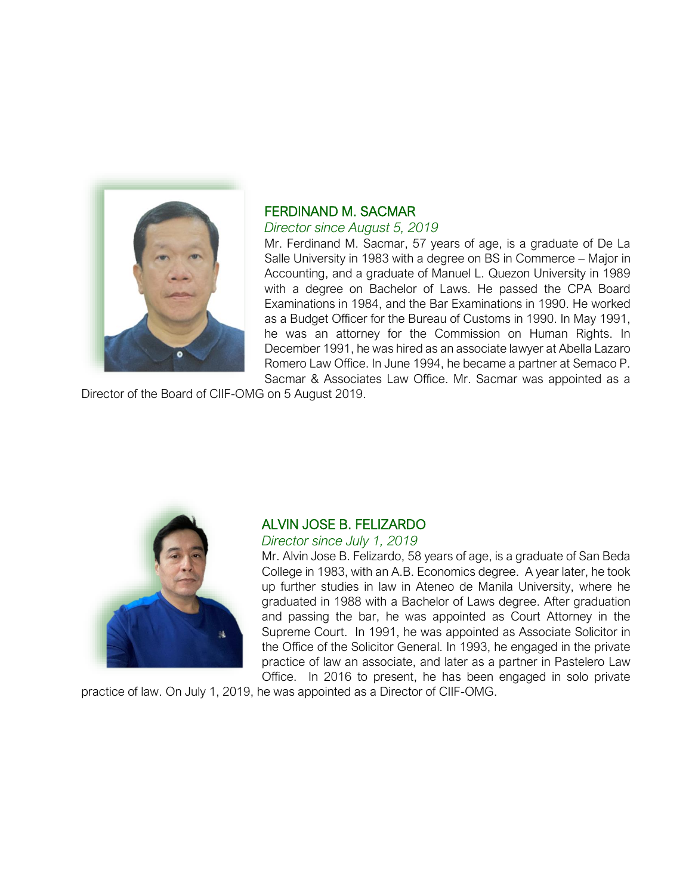## FERDINAND M. SACMAR

*Director since August 5, 2019*

Mr. Ferdinand M. Sacmar, 57 years of age, is a graduate of De La Salle University in 1983 with a degree on BS in Commerce – Major in Accounting, and a graduate of Manuel L. Quezon University in 1989 with a degree on Bachelor of Laws. He passed the CPA Board Examinations in 1984, and the Bar Examinations in 1990. He worked as a Budget Officer for the Bureau of Customs in 1990. In May 1991, he was an attorney for the Commission on Human Rights. In December 1991, he was hired as an associate lawyer at Abella Lazaro Romero Law Office. In June 1994, he became a partner at Semaco P. Sacmar & Associates Law Office. Mr. Sacmar was appointed as a Director of the Board of CIIF-OMG on 5 August 2019.

## ALVIN JOSE B. FELIZARDO

*Director since July 1, 2019*

Mr. Alvin Jose B. Felizardo, 58 years of age, is a graduate of San Beda College in 1983, with an A.B. Economics degree. A year later, he took up further studies in law in Ateneo de Manila University, where he graduated in 1988 with a Bachelor of Laws degree. After graduation and passing the bar, he was appointed as Court Attorney in the Supreme Court. In 1991, he was appointed as Associate Solicitor in the Office of the Solicitor General. In 1993, he engaged in the private practice of law an associate, and later as a partner in Pastelero Law Office. In 2016 to present, he has been engaged in solo private practice of law. On July 1, 2019, he was appointed as a Director of CIIF-OMG.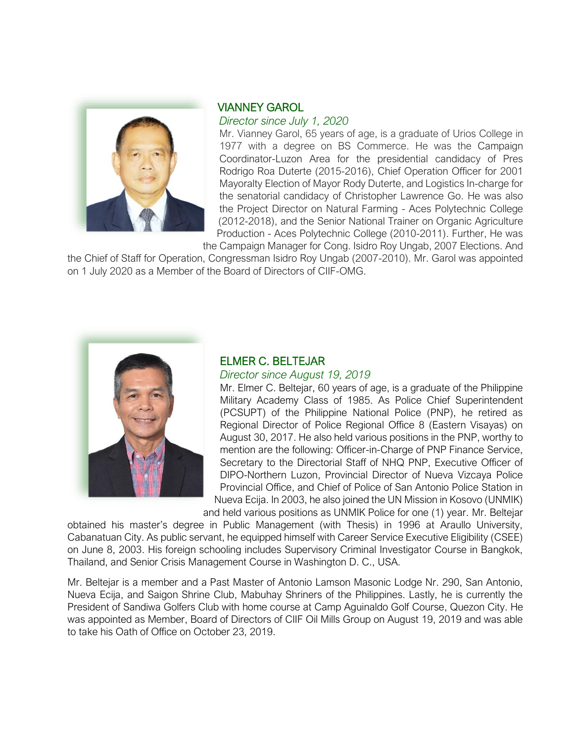## VIANNEY GAROL

*Director since July 1, 2020*

Mr. Vianney Garol, 65 years of age, is a graduate of Urios College in 1977 with a degree on BS Commerce. He was the Campaign Coordinator-Luzon Area for the presidential candidacy of Pres Rodrigo Roa Duterte (2015-2016), Chief Operation Officer for 2001 Mayoralty Election of Mayor Rody Duterte, and Logistics In-charge for the senatorial candidacy of Christopher Lawrence Go. He was also the Project Director on Natural Farming - Aces Polytechnic College (2012-2018), and the Senior National Trainer on Organic Agriculture Production - Aces Polytechnic College (2010-2011). Further, He was the Campaign Manager for Cong. Isidro Roy Ungab, 2007 Elections. And the Chief of Staff for Operation, Congressman Isidro Roy Ungab (2007-2010). Mr. Garol was appointed on 1 July 2020 as a Member of the Board of Directors of CIIF-OMG.

## ELMER C. BELTEJAR

*Director since August 19, 2019*

Mr. Elmer C. Beltejar, 60 years of age, is a graduate of the Philippine Military Academy Class of 1985. As Police Chief Superintendent (PCSUPT) of the Philippine National Police (PNP), he retired as Regional Director of Police Regional Office 8 (Eastern Visayas) on August 30, 2017. He also held various positions in the PNP, worthy to mention are the following: Officer-in-Charge of PNP Finance Service, Secretary to the Directorial Staff of NHQ PNP, Executive Officer of DIPO-Northern Luzon, Provincial Director of Nueva Vizcaya Police Provincial Office, and Chief of Police of San Antonio Police Station in Nueva Ecija. In 2003, he also joined the UN Mission in Kosovo (UNMIK) and held various positions as UNMIK Police for one (1) year. Mr. Beltejar obtained his master's degree in Public Management (with Thesis) in 1996 at Araullo University, Cabanatuan City. As public servant, he equipped himself with Career Service Executive Eligibility (CSEE) on June 8, 2003. His foreign schooling includes Supervisory Criminal Investigator Course in Bangkok, Thailand, and Senior Crisis Management Course in Washington D. C., USA.

Mr. Beltejar is a member and a Past Master of Antonio Lamson Masonic Lodge Nr. 290, San Antonio, Nueva Ecija, and Saigon Shrine Club, Mabuhay Shriners of the Philippines. Lastly, he is currently the President of Sandiwa Golfers Club with home course at Camp Aguinaldo Golf Course, Quezon City. He was appointed as Member, Board of Directors of CIIF Oil Mills Group on August 19, 2019 and was able to take his Oath of Office on October 23, 2019.